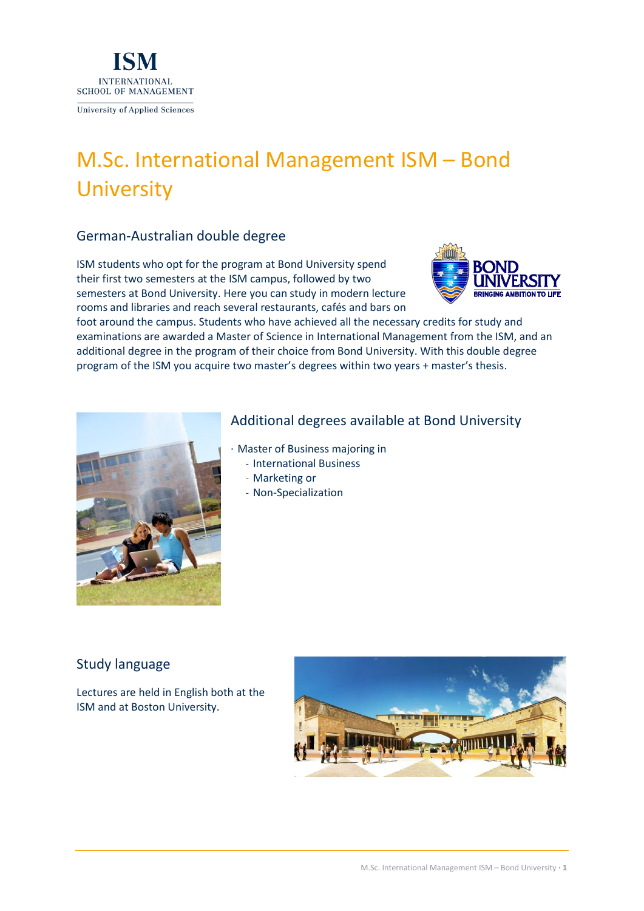ISM
INTERNATIONAL
SCHOOL OF MANAGEMENT
University of Applied Sciences

# M.Sc. International Management ISM – Bond University

## German-Australian double degree

ISM students who opt for the program at Bond University spend their first two semesters at the ISM campus, followed by two semesters at Bond University. Here you can study in modern lecture rooms and libraries and reach several restaurants, cafés and bars on foot around the campus. Students who have achieved all the necessary credits for study and examinations are awarded a Master of Science in International Management from the ISM, and an additional degree in the program of their choice from Bond University. With this double degree program of the ISM you acquire two master's degrees within two years + master's thesis.

## Additional degrees available at Bond University

- Master of Business majoring in
  - International Business
  - Marketing or
  - Non-Specialization

## Study language

Lectures are held in English both at the ISM and at Boston University.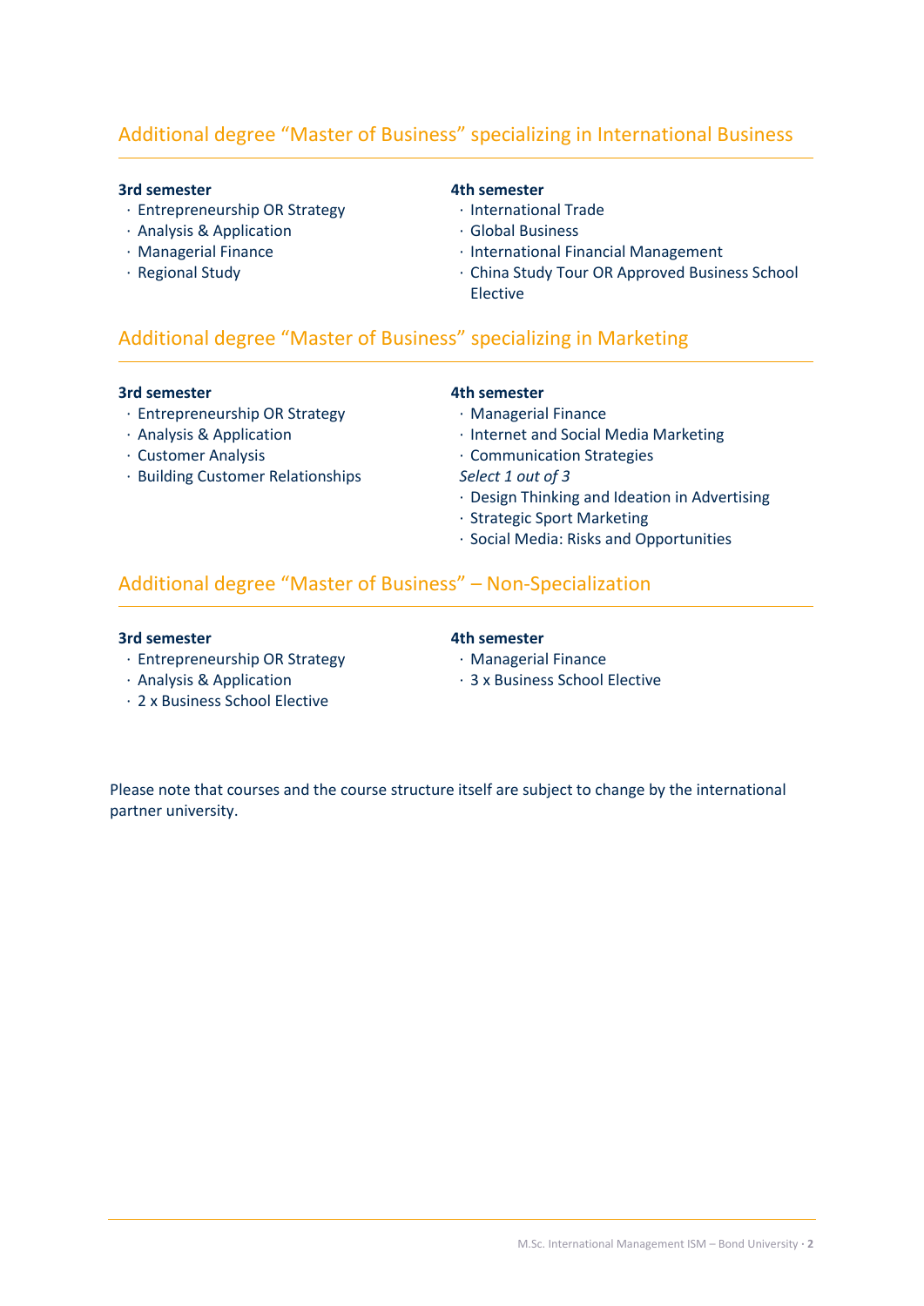## Additional degree "Master of Business" specializing in International Business

**3rd semester**

- Entrepreneurship OR Strategy
- Analysis & Application
- Managerial Finance
- Regional Study

**4th semester**

- International Trade
- Global Business
- International Financial Management
- China Study Tour OR Approved Business School Elective

## Additional degree "Master of Business" specializing in Marketing

**3rd semester**

- Entrepreneurship OR Strategy
- Analysis & Application
- Customer Analysis
- Building Customer Relationships

**4th semester**

- Managerial Finance
- Internet and Social Media Marketing
- Communication Strategies

*Select 1 out of 3*

- Design Thinking and Ideation in Advertising
- Strategic Sport Marketing
- Social Media: Risks and Opportunities

## Additional degree "Master of Business" – Non-Specialization

**3rd semester**

- Entrepreneurship OR Strategy
- Analysis & Application
- 2 x Business School Elective

**4th semester**

- Managerial Finance
- 3 x Business School Elective

Please note that courses and the course structure itself are subject to change by the international partner university.